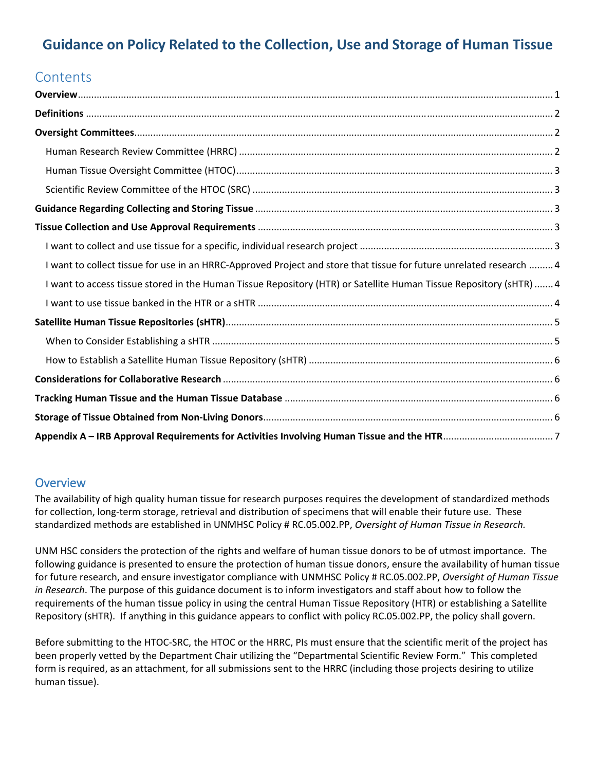# Guidance on Policy Related to the Collection, Use and Storage of Human Tissue

## Contents

**Overview** ..... 1
**Definitions** ..... 2
**Oversight Committees** ..... 2
- Human Research Review Committee (HRRC) ..... 2
- Human Tissue Oversight Committee (HTOC) ..... 3
- Scientific Review Committee of the HTOC (SRC) ..... 3

**Guidance Regarding Collecting and Storing Tissue** ..... 3
**Tissue Collection and Use Approval Requirements** ..... 3
- I want to collect and use tissue for a specific, individual research project ..... 3
- I want to collect tissue for use in an HRRC-Approved Project and store that tissue for future unrelated research ..... 4
- I want to access tissue stored in the Human Tissue Repository (HTR) or Satellite Human Tissue Repository (sHTR) ..... 4
- I want to use tissue banked in the HTR or a sHTR ..... 4

**Satellite Human Tissue Repositories (sHTR)** ..... 5
- When to Consider Establishing a sHTR ..... 5
- How to Establish a Satellite Human Tissue Repository (sHTR) ..... 6

**Considerations for Collaborative Research** ..... 6
**Tracking Human Tissue and the Human Tissue Database** ..... 6
**Storage of Tissue Obtained from Non-Living Donors** ..... 6
**Appendix A – IRB Approval Requirements for Activities Involving Human Tissue and the HTR** ..... 7

## Overview

The availability of high quality human tissue for research purposes requires the development of standardized methods for collection, long-term storage, retrieval and distribution of specimens that will enable their future use. These standardized methods are established in UNMHSC Policy # RC.05.002.PP, *Oversight of Human Tissue in Research.*

UNM HSC considers the protection of the rights and welfare of human tissue donors to be of utmost importance. The following guidance is presented to ensure the protection of human tissue donors, ensure the availability of human tissue for future research, and ensure investigator compliance with UNMHSC Policy # RC.05.002.PP, *Oversight of Human Tissue in Research*. The purpose of this guidance document is to inform investigators and staff about how to follow the requirements of the human tissue policy in using the central Human Tissue Repository (HTR) or establishing a Satellite Repository (sHTR). If anything in this guidance appears to conflict with policy RC.05.002.PP, the policy shall govern.

Before submitting to the HTOC-SRC, the HTOC or the HRRC, PIs must ensure that the scientific merit of the project has been properly vetted by the Department Chair utilizing the "Departmental Scientific Review Form." This completed form is required, as an attachment, for all submissions sent to the HRRC (including those projects desiring to utilize human tissue).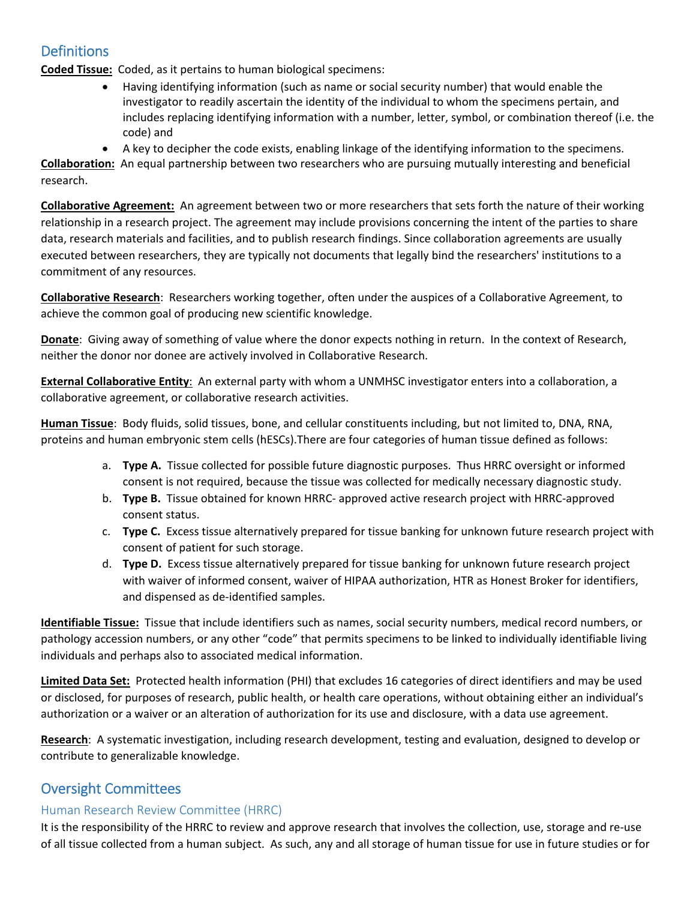## Definitions

**Coded Tissue:** Coded, as it pertains to human biological specimens:

- Having identifying information (such as name or social security number) that would enable the investigator to readily ascertain the identity of the individual to whom the specimens pertain, and includes replacing identifying information with a number, letter, symbol, or combination thereof (i.e. the code) and
- A key to decipher the code exists, enabling linkage of the identifying information to the specimens.

**Collaboration:** An equal partnership between two researchers who are pursuing mutually interesting and beneficial research.

**Collaborative Agreement:** An agreement between two or more researchers that sets forth the nature of their working relationship in a research project. The agreement may include provisions concerning the intent of the parties to share data, research materials and facilities, and to publish research findings. Since collaboration agreements are usually executed between researchers, they are typically not documents that legally bind the researchers' institutions to a commitment of any resources.

**Collaborative Research**: Researchers working together, often under the auspices of a Collaborative Agreement, to achieve the common goal of producing new scientific knowledge.

**Donate**: Giving away of something of value where the donor expects nothing in return. In the context of Research, neither the donor nor donee are actively involved in Collaborative Research.

**External Collaborative Entity**: An external party with whom a UNMHSC investigator enters into a collaboration, a collaborative agreement, or collaborative research activities.

**Human Tissue**: Body fluids, solid tissues, bone, and cellular constituents including, but not limited to, DNA, RNA, proteins and human embryonic stem cells (hESCs).There are four categories of human tissue defined as follows:

a. **Type A.** Tissue collected for possible future diagnostic purposes. Thus HRRC oversight or informed consent is not required, because the tissue was collected for medically necessary diagnostic study.
b. **Type B.** Tissue obtained for known HRRC- approved active research project with HRRC-approved consent status.
c. **Type C.** Excess tissue alternatively prepared for tissue banking for unknown future research project with consent of patient for such storage.
d. **Type D.** Excess tissue alternatively prepared for tissue banking for unknown future research project with waiver of informed consent, waiver of HIPAA authorization, HTR as Honest Broker for identifiers, and dispensed as de-identified samples.

**Identifiable Tissue:** Tissue that include identifiers such as names, social security numbers, medical record numbers, or pathology accession numbers, or any other "code" that permits specimens to be linked to individually identifiable living individuals and perhaps also to associated medical information.

**Limited Data Set:** Protected health information (PHI) that excludes 16 categories of direct identifiers and may be used or disclosed, for purposes of research, public health, or health care operations, without obtaining either an individual's authorization or a waiver or an alteration of authorization for its use and disclosure, with a data use agreement.

**Research**: A systematic investigation, including research development, testing and evaluation, designed to develop or contribute to generalizable knowledge.

## Oversight Committees

### Human Research Review Committee (HRRC)

It is the responsibility of the HRRC to review and approve research that involves the collection, use, storage and re-use of all tissue collected from a human subject. As such, any and all storage of human tissue for use in future studies or for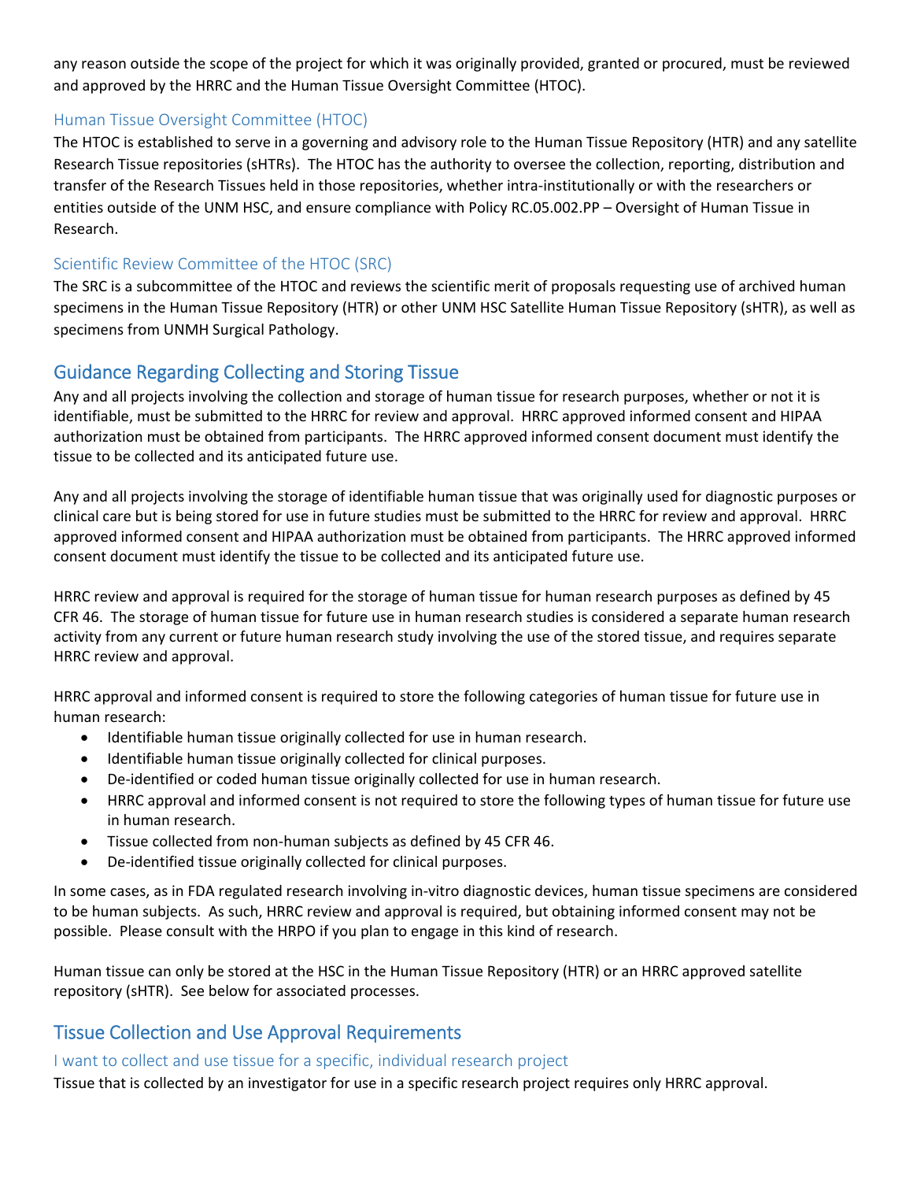any reason outside the scope of the project for which it was originally provided, granted or procured, must be reviewed and approved by the HRRC and the Human Tissue Oversight Committee (HTOC).

### Human Tissue Oversight Committee (HTOC)

The HTOC is established to serve in a governing and advisory role to the Human Tissue Repository (HTR) and any satellite Research Tissue repositories (sHTRs). The HTOC has the authority to oversee the collection, reporting, distribution and transfer of the Research Tissues held in those repositories, whether intra-institutionally or with the researchers or entities outside of the UNM HSC, and ensure compliance with Policy RC.05.002.PP – Oversight of Human Tissue in Research.

### Scientific Review Committee of the HTOC (SRC)

The SRC is a subcommittee of the HTOC and reviews the scientific merit of proposals requesting use of archived human specimens in the Human Tissue Repository (HTR) or other UNM HSC Satellite Human Tissue Repository (sHTR), as well as specimens from UNMH Surgical Pathology.

## Guidance Regarding Collecting and Storing Tissue

Any and all projects involving the collection and storage of human tissue for research purposes, whether or not it is identifiable, must be submitted to the HRRC for review and approval. HRRC approved informed consent and HIPAA authorization must be obtained from participants. The HRRC approved informed consent document must identify the tissue to be collected and its anticipated future use.

Any and all projects involving the storage of identifiable human tissue that was originally used for diagnostic purposes or clinical care but is being stored for use in future studies must be submitted to the HRRC for review and approval. HRRC approved informed consent and HIPAA authorization must be obtained from participants. The HRRC approved informed consent document must identify the tissue to be collected and its anticipated future use.

HRRC review and approval is required for the storage of human tissue for human research purposes as defined by 45 CFR 46. The storage of human tissue for future use in human research studies is considered a separate human research activity from any current or future human research study involving the use of the stored tissue, and requires separate HRRC review and approval.

HRRC approval and informed consent is required to store the following categories of human tissue for future use in human research:

- Identifiable human tissue originally collected for use in human research.
- Identifiable human tissue originally collected for clinical purposes.
- De-identified or coded human tissue originally collected for use in human research.
- HRRC approval and informed consent is not required to store the following types of human tissue for future use in human research.
- Tissue collected from non-human subjects as defined by 45 CFR 46.
- De-identified tissue originally collected for clinical purposes.

In some cases, as in FDA regulated research involving in-vitro diagnostic devices, human tissue specimens are considered to be human subjects. As such, HRRC review and approval is required, but obtaining informed consent may not be possible. Please consult with the HRPO if you plan to engage in this kind of research.

Human tissue can only be stored at the HSC in the Human Tissue Repository (HTR) or an HRRC approved satellite repository (sHTR). See below for associated processes.

## Tissue Collection and Use Approval Requirements

### I want to collect and use tissue for a specific, individual research project

Tissue that is collected by an investigator for use in a specific research project requires only HRRC approval.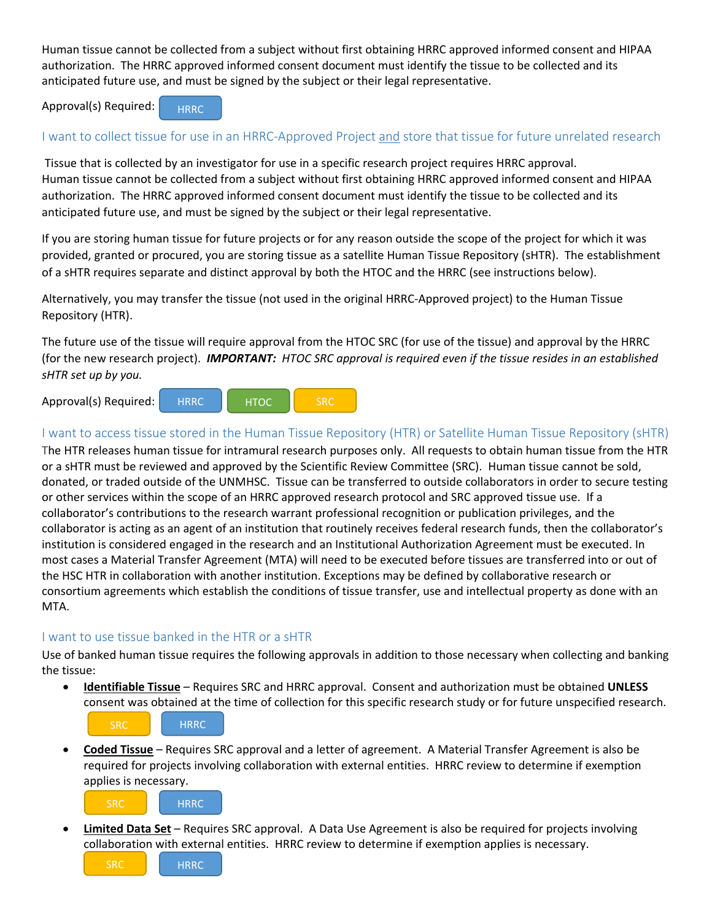Human tissue cannot be collected from a subject without first obtaining HRRC approved informed consent and HIPAA authorization. The HRRC approved informed consent document must identify the tissue to be collected and its anticipated future use, and must be signed by the subject or their legal representative.

Approval(s) Required: HRRC

## I want to collect tissue for use in an HRRC-Approved Project and store that tissue for future unrelated research

Tissue that is collected by an investigator for use in a specific research project requires HRRC approval. Human tissue cannot be collected from a subject without first obtaining HRRC approved informed consent and HIPAA authorization. The HRRC approved informed consent document must identify the tissue to be collected and its anticipated future use, and must be signed by the subject or their legal representative.

If you are storing human tissue for future projects or for any reason outside the scope of the project for which it was provided, granted or procured, you are storing tissue as a satellite Human Tissue Repository (sHTR). The establishment of a sHTR requires separate and distinct approval by both the HTOC and the HRRC (see instructions below).

Alternatively, you may transfer the tissue (not used in the original HRRC-Approved project) to the Human Tissue Repository (HTR).

The future use of the tissue will require approval from the HTOC SRC (for use of the tissue) and approval by the HRRC (for the new research project). ***IMPORTANT:*** *HTOC SRC approval is required even if the tissue resides in an established sHTR set up by you.*

Approval(s) Required: HRRC HTOC SRC

## I want to access tissue stored in the Human Tissue Repository (HTR) or Satellite Human Tissue Repository (sHTR)

The HTR releases human tissue for intramural research purposes only. All requests to obtain human tissue from the HTR or a sHTR must be reviewed and approved by the Scientific Review Committee (SRC). Human tissue cannot be sold, donated, or traded outside of the UNMHSC. Tissue can be transferred to outside collaborators in order to secure testing or other services within the scope of an HRRC approved research protocol and SRC approved tissue use. If a collaborator's contributions to the research warrant professional recognition or publication privileges, and the collaborator is acting as an agent of an institution that routinely receives federal research funds, then the collaborator's institution is considered engaged in the research and an Institutional Authorization Agreement must be executed. In most cases a Material Transfer Agreement (MTA) will need to be executed before tissues are transferred into or out of the HSC HTR in collaboration with another institution. Exceptions may be defined by collaborative research or consortium agreements which establish the conditions of tissue transfer, use and intellectual property as done with an MTA.

## I want to use tissue banked in the HTR or a sHTR

Use of banked human tissue requires the following approvals in addition to those necessary when collecting and banking the tissue:

- **Identifiable Tissue** – Requires SRC and HRRC approval. Consent and authorization must be obtained **UNLESS** consent was obtained at the time of collection for this specific research study or for future unspecified research.

  SRC HRRC

- **Coded Tissue** – Requires SRC approval and a letter of agreement. A Material Transfer Agreement is also be required for projects involving collaboration with external entities. HRRC review to determine if exemption applies is necessary.

  SRC HRRC

- **Limited Data Set** – Requires SRC approval. A Data Use Agreement is also be required for projects involving collaboration with external entities. HRRC review to determine if exemption applies is necessary.

  SRC HRRC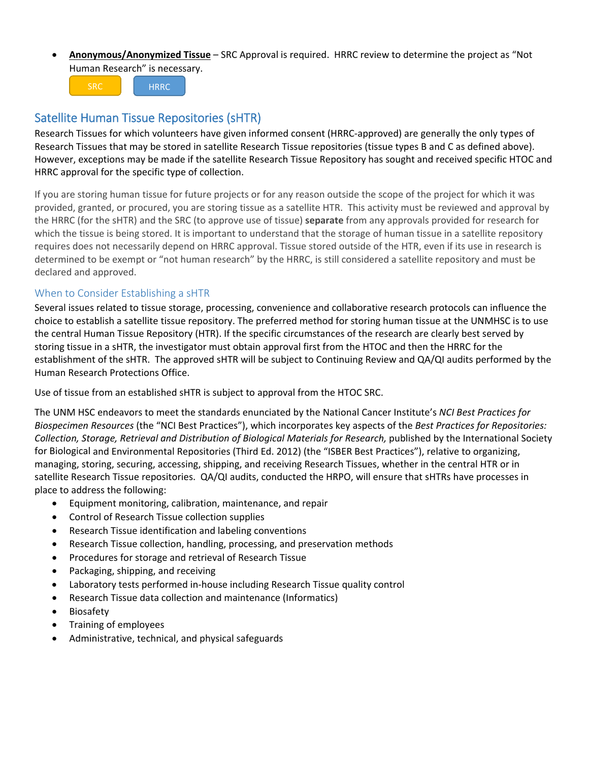- **<u>Anonymous/Anonymized Tissue</u>** – SRC Approval is required. HRRC review to determine the project as "Not Human Research" is necessary.

  SRC HRRC

## Satellite Human Tissue Repositories (sHTR)

Research Tissues for which volunteers have given informed consent (HRRC-approved) are generally the only types of Research Tissues that may be stored in satellite Research Tissue repositories (tissue types B and C as defined above). However, exceptions may be made if the satellite Research Tissue Repository has sought and received specific HTOC and HRRC approval for the specific type of collection.

If you are storing human tissue for future projects or for any reason outside the scope of the project for which it was provided, granted, or procured, you are storing tissue as a satellite HTR. This activity must be reviewed and approval by the HRRC (for the sHTR) and the SRC (to approve use of tissue) **separate** from any approvals provided for research for which the tissue is being stored. It is important to understand that the storage of human tissue in a satellite repository requires does not necessarily depend on HRRC approval. Tissue stored outside of the HTR, even if its use in research is determined to be exempt or "not human research" by the HRRC, is still considered a satellite repository and must be declared and approved.

### When to Consider Establishing a sHTR

Several issues related to tissue storage, processing, convenience and collaborative research protocols can influence the choice to establish a satellite tissue repository. The preferred method for storing human tissue at the UNMHSC is to use the central Human Tissue Repository (HTR). If the specific circumstances of the research are clearly best served by storing tissue in a sHTR, the investigator must obtain approval first from the HTOC and then the HRRC for the establishment of the sHTR. The approved sHTR will be subject to Continuing Review and QA/QI audits performed by the Human Research Protections Office.

Use of tissue from an established sHTR is subject to approval from the HTOC SRC.

The UNM HSC endeavors to meet the standards enunciated by the National Cancer Institute's *NCI Best Practices for Biospecimen Resources* (the "NCI Best Practices"), which incorporates key aspects of the *Best Practices for Repositories: Collection, Storage, Retrieval and Distribution of Biological Materials for Research,* published by the International Society for Biological and Environmental Repositories (Third Ed. 2012) (the "ISBER Best Practices"), relative to organizing, managing, storing, securing, accessing, shipping, and receiving Research Tissues, whether in the central HTR or in satellite Research Tissue repositories. QA/QI audits, conducted the HRPO, will ensure that sHTRs have processes in place to address the following:

- Equipment monitoring, calibration, maintenance, and repair
- Control of Research Tissue collection supplies
- Research Tissue identification and labeling conventions
- Research Tissue collection, handling, processing, and preservation methods
- Procedures for storage and retrieval of Research Tissue
- Packaging, shipping, and receiving
- Laboratory tests performed in-house including Research Tissue quality control
- Research Tissue data collection and maintenance (Informatics)
- Biosafety
- Training of employees
- Administrative, technical, and physical safeguards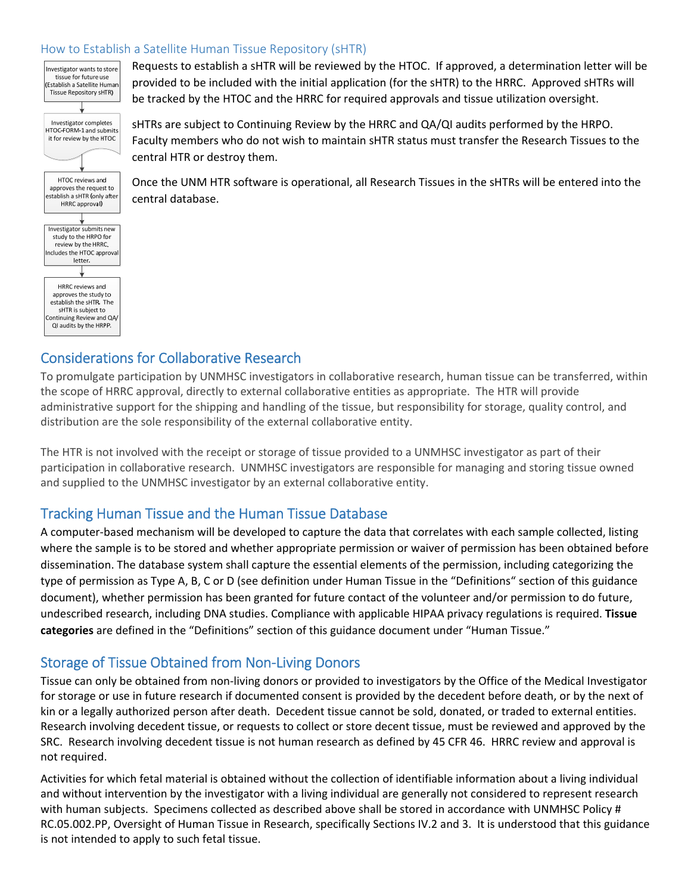## How to Establish a Satellite Human Tissue Repository (sHTR)

Investigator wants to store tissue for future use (Establish a Satellite Human Tissue Repository sHTR)

↓

Investigator completes HTOC-FORM-1 and submits it for review by the HTOC

↓

HTOC reviews and approves the request to establish a sHTR (only after HRRC approval)

↓

Investigator submits new study to the HRPO for review by the HRRC. Includes the HTOC approval letter.

↓

HRRC reviews and approves the study to establish the sHTR. The sHTR is subject to Continuing Review and QA/QI audits by the HRPP.

Requests to establish a sHTR will be reviewed by the HTOC. If approved, a determination letter will be provided to be included with the initial application (for the sHTR) to the HRRC. Approved sHTRs will be tracked by the HTOC and the HRRC for required approvals and tissue utilization oversight.

sHTRs are subject to Continuing Review by the HRRC and QA/QI audits performed by the HRPO. Faculty members who do not wish to maintain sHTR status must transfer the Research Tissues to the central HTR or destroy them.

Once the UNM HTR software is operational, all Research Tissues in the sHTRs will be entered into the central database.

## Considerations for Collaborative Research

To promulgate participation by UNMHSC investigators in collaborative research, human tissue can be transferred, within the scope of HRRC approval, directly to external collaborative entities as appropriate. The HTR will provide administrative support for the shipping and handling of the tissue, but responsibility for storage, quality control, and distribution are the sole responsibility of the external collaborative entity.

The HTR is not involved with the receipt or storage of tissue provided to a UNMHSC investigator as part of their participation in collaborative research. UNMHSC investigators are responsible for managing and storing tissue owned and supplied to the UNMHSC investigator by an external collaborative entity.

## Tracking Human Tissue and the Human Tissue Database

A computer-based mechanism will be developed to capture the data that correlates with each sample collected, listing where the sample is to be stored and whether appropriate permission or waiver of permission has been obtained before dissemination. The database system shall capture the essential elements of the permission, including categorizing the type of permission as Type A, B, C or D (see definition under Human Tissue in the "Definitions" section of this guidance document), whether permission has been granted for future contact of the volunteer and/or permission to do future, undescribed research, including DNA studies. Compliance with applicable HIPAA privacy regulations is required. **Tissue categories** are defined in the "Definitions" section of this guidance document under "Human Tissue."

## Storage of Tissue Obtained from Non-Living Donors

Tissue can only be obtained from non-living donors or provided to investigators by the Office of the Medical Investigator for storage or use in future research if documented consent is provided by the decedent before death, or by the next of kin or a legally authorized person after death. Decedent tissue cannot be sold, donated, or traded to external entities. Research involving decedent tissue, or requests to collect or store decent tissue, must be reviewed and approved by the SRC. Research involving decedent tissue is not human research as defined by 45 CFR 46. HRRC review and approval is not required.

Activities for which fetal material is obtained without the collection of identifiable information about a living individual and without intervention by the investigator with a living individual are generally not considered to represent research with human subjects. Specimens collected as described above shall be stored in accordance with UNMHSC Policy # RC.05.002.PP, Oversight of Human Tissue in Research, specifically Sections IV.2 and 3. It is understood that this guidance is not intended to apply to such fetal tissue.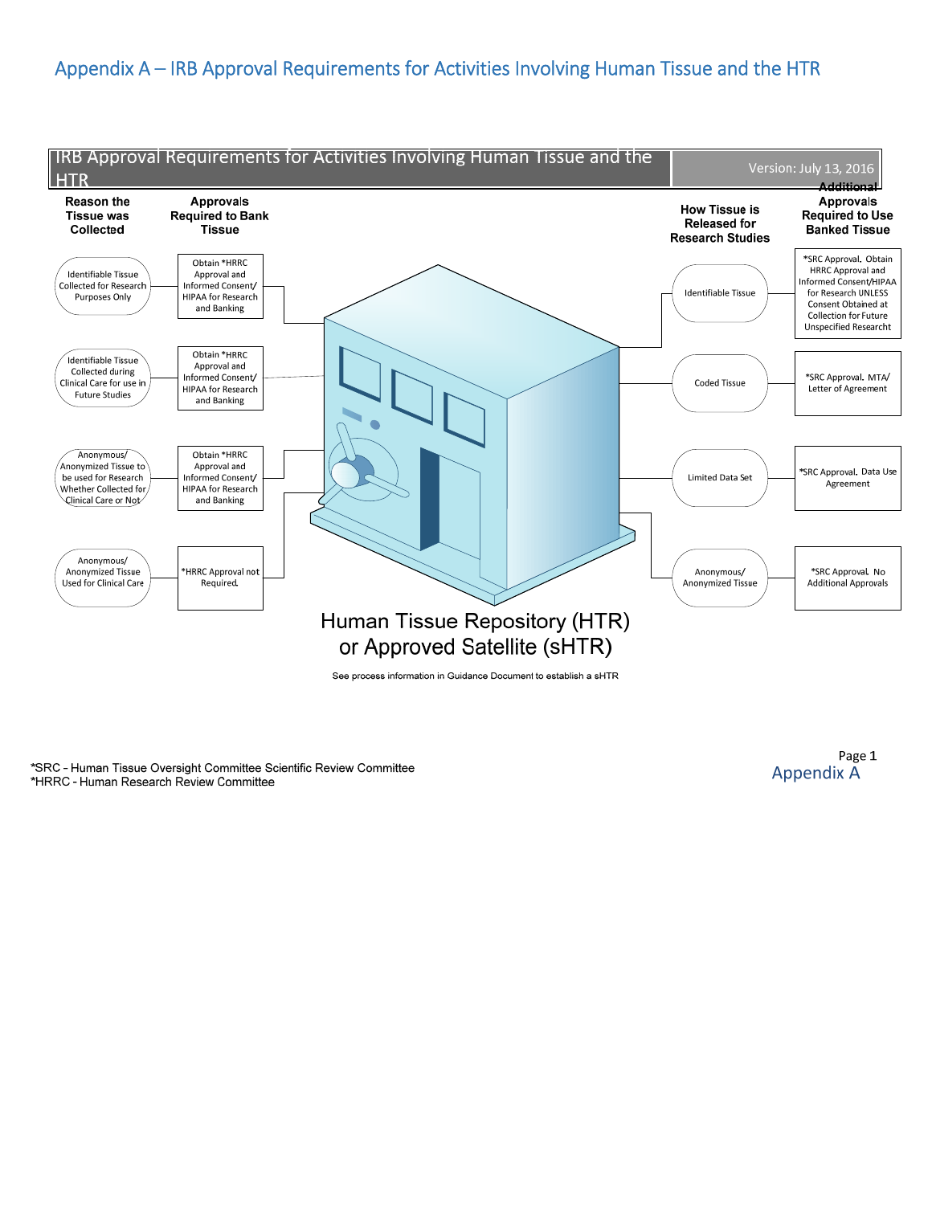# Appendix A – IRB Approval Requirements for Activities Involving Human Tissue and the HTR

IRB Approval Requirements for Activities Involving Human Tissue and the HTR

Version: July 13, 2016

**Reason the Tissue was Collected**

**Approvals Required to Bank Tissue**

Identifiable Tissue Collected for Research Purposes Only

Obtain *HRRC Approval and Informed Consent/ HIPAA for Research and Banking

Identifiable Tissue Collected during Clinical Care for use in Future Studies

Obtain *HRRC Approval and Informed Consent/ HIPAA for Research and Banking

Anonymous/ Anonymized Tissue to be used for Research Whether Collected for Clinical Care or Not

Obtain *HRRC Approval and Informed Consent/ HIPAA for Research and Banking

Anonymous/ Anonymized Tissue Used for Clinical Care

*HRRC Approval not Required.

**How Tissue is Released for Research Studies**

**Additional Approvals Required to Use Banked Tissue**

Identifiable Tissue

*SRC Approval. Obtain HRRC Approval and Informed Consent/HIPAA for Research UNLESS Consent Obtained at Collection for Future Unspecified Researcht

Coded Tissue

*SRC Approval. MTA/ Letter of Agreement

Limited Data Set

*SRC Approval. Data Use Agreement

Anonymous/ Anonymized Tissue

*SRC Approval. No Additional Approvals

Human Tissue Repository (HTR) or Approved Satellite (sHTR)

See process information in Guidance Document to establish a sHTR

*SRC - Human Tissue Oversight Committee Scientific Review Committee
*HRRC - Human Research Review Committee